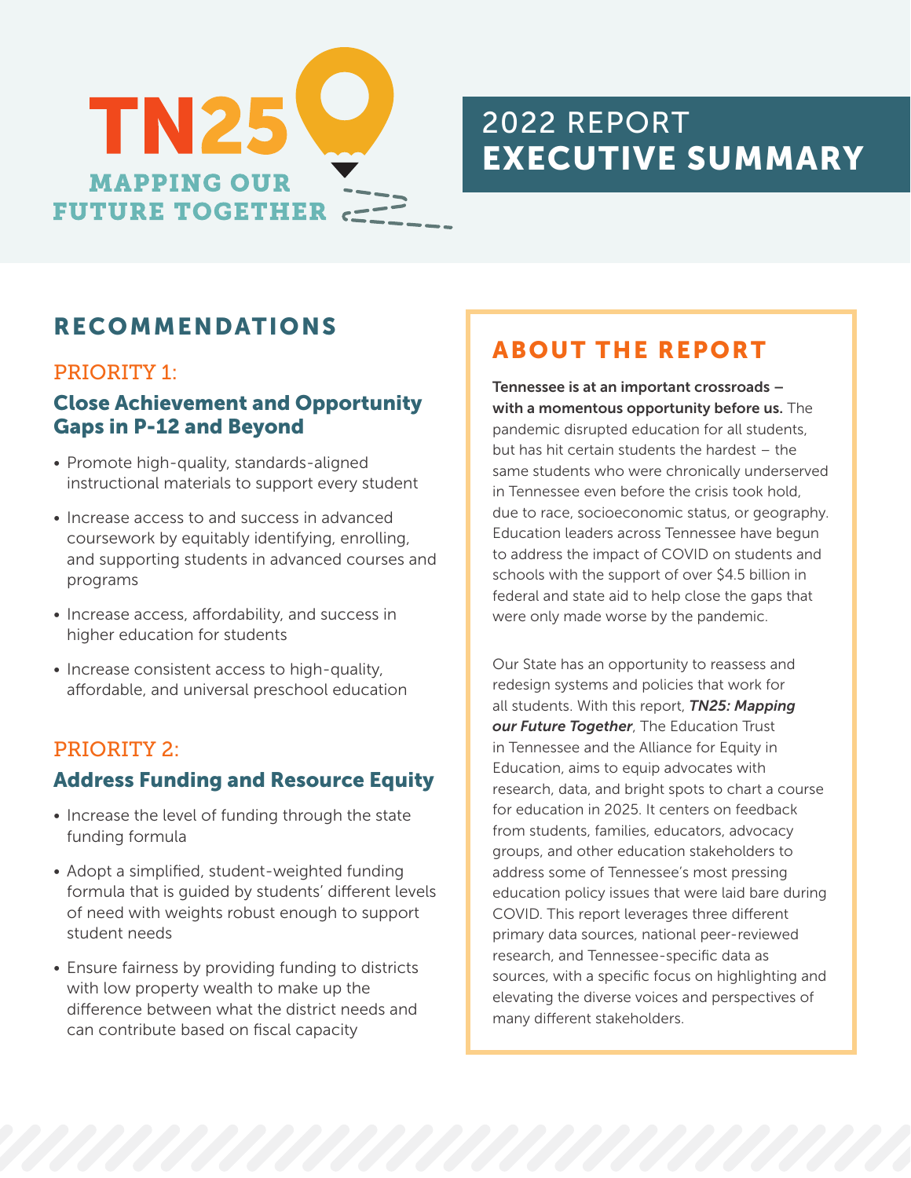# TN25

**MAPPING OUR FUTURE TOGETHER**

# 2022 REPORT
# EXECUTIVE SUMMARY

## RECOMMENDATIONS

### PRIORITY 1:

### Close Achievement and Opportunity Gaps in P-12 and Beyond

- Promote high-quality, standards-aligned instructional materials to support every student
- Increase access to and success in advanced coursework by equitably identifying, enrolling, and supporting students in advanced courses and programs
- Increase access, affordability, and success in higher education for students
- Increase consistent access to high-quality, affordable, and universal preschool education

### PRIORITY 2:

### Address Funding and Resource Equity

- Increase the level of funding through the state funding formula
- Adopt a simplified, student-weighted funding formula that is guided by students' different levels of need with weights robust enough to support student needs
- Ensure fairness by providing funding to districts with low property wealth to make up the difference between what the district needs and can contribute based on fiscal capacity

## ABOUT THE REPORT

**Tennessee is at an important crossroads – with a momentous opportunity before us.** The pandemic disrupted education for all students, but has hit certain students the hardest – the same students who were chronically underserved in Tennessee even before the crisis took hold, due to race, socioeconomic status, or geography. Education leaders across Tennessee have begun to address the impact of COVID on students and schools with the support of over $4.5 billion in federal and state aid to help close the gaps that were only made worse by the pandemic.

Our State has an opportunity to reassess and redesign systems and policies that work for all students. With this report, ***TN25: Mapping our Future Together***, The Education Trust in Tennessee and the Alliance for Equity in Education, aims to equip advocates with research, data, and bright spots to chart a course for education in 2025. It centers on feedback from students, families, educators, advocacy groups, and other education stakeholders to address some of Tennessee's most pressing education policy issues that were laid bare during COVID. This report leverages three different primary data sources, national peer-reviewed research, and Tennessee-specific data as sources, with a specific focus on highlighting and elevating the diverse voices and perspectives of many different stakeholders.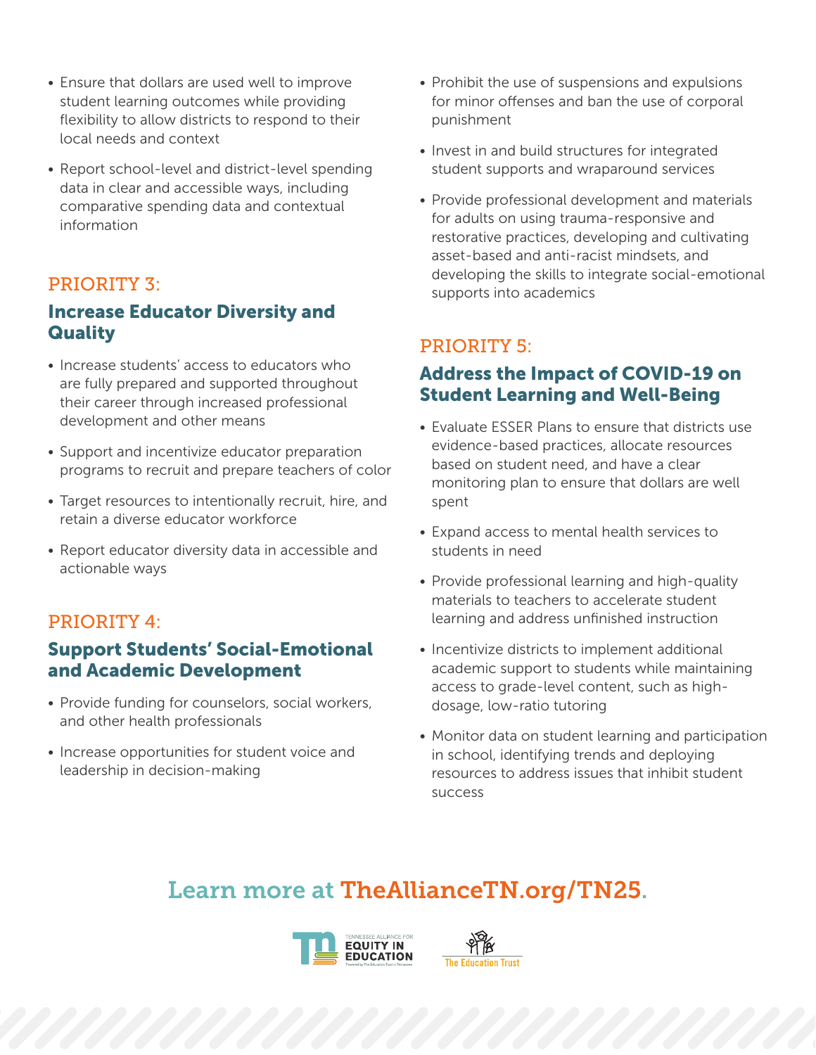- Ensure that dollars are used well to improve student learning outcomes while providing flexibility to allow districts to respond to their local needs and context
- Report school-level and district-level spending data in clear and accessible ways, including comparative spending data and contextual information

## PRIORITY 3:

### Increase Educator Diversity and Quality

- Increase students' access to educators who are fully prepared and supported throughout their career through increased professional development and other means
- Support and incentivize educator preparation programs to recruit and prepare teachers of color
- Target resources to intentionally recruit, hire, and retain a diverse educator workforce
- Report educator diversity data in accessible and actionable ways

## PRIORITY 4:

### Support Students' Social-Emotional and Academic Development

- Provide funding for counselors, social workers, and other health professionals
- Increase opportunities for student voice and leadership in decision-making
- Prohibit the use of suspensions and expulsions for minor offenses and ban the use of corporal punishment
- Invest in and build structures for integrated student supports and wraparound services
- Provide professional development and materials for adults on using trauma-responsive and restorative practices, developing and cultivating asset-based and anti-racist mindsets, and developing the skills to integrate social-emotional supports into academics

## PRIORITY 5:

### Address the Impact of COVID-19 on Student Learning and Well-Being

- Evaluate ESSER Plans to ensure that districts use evidence-based practices, allocate resources based on student need, and have a clear monitoring plan to ensure that dollars are well spent
- Expand access to mental health services to students in need
- Provide professional learning and high-quality materials to teachers to accelerate student learning and address unfinished instruction
- Incentivize districts to implement additional academic support to students while maintaining access to grade-level content, such as high-dosage, low-ratio tutoring
- Monitor data on student learning and participation in school, identifying trends and deploying resources to address issues that inhibit student success

## Learn more at TheAllianceTN.org/TN25.

TENNESSEE ALLIANCE FOR EQUITY IN EDUCATION

Powered by The Education Trust in Tennessee

The Education Trust